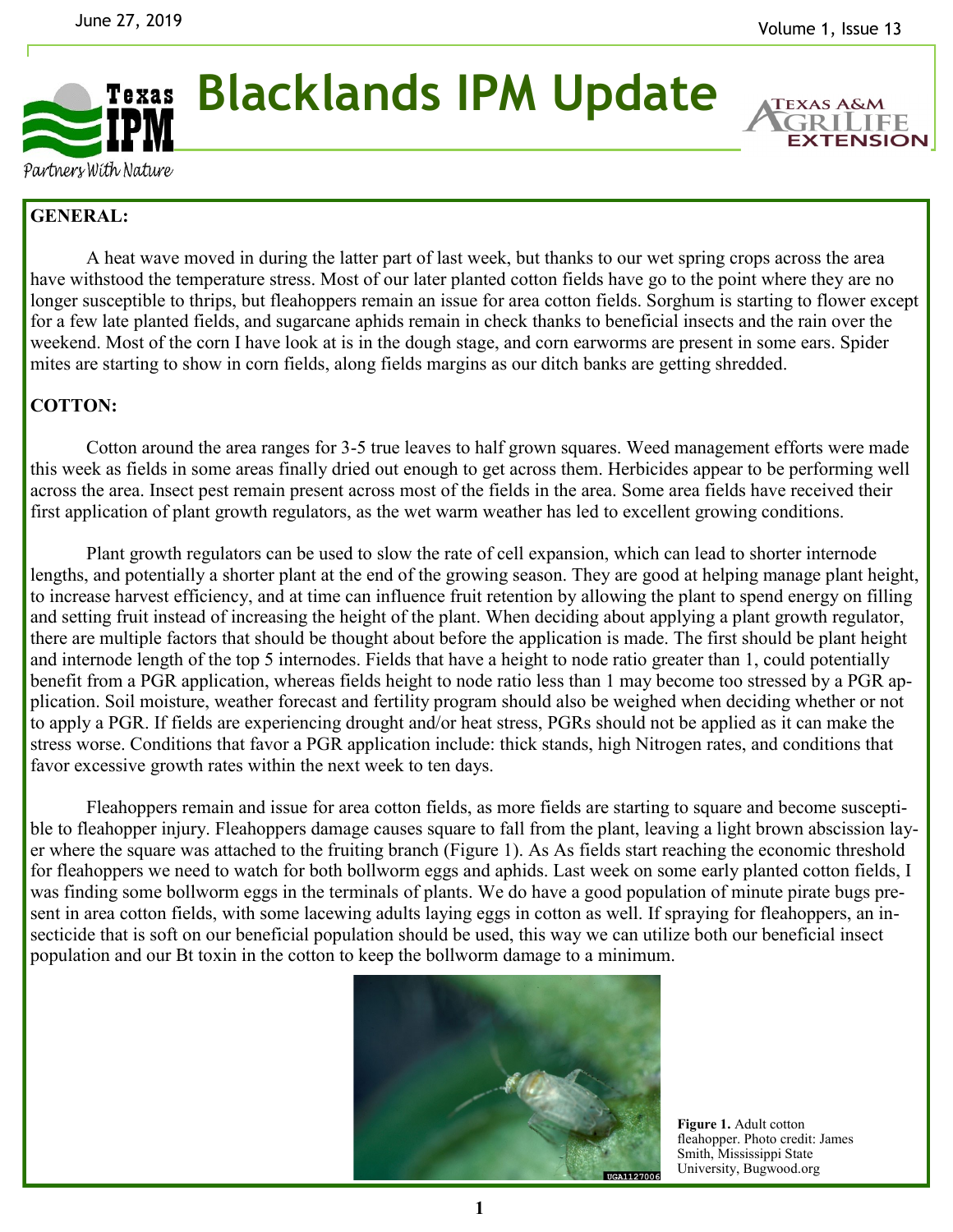June 27, 2019

# Blacklands IPM Update

Partners With Nature

## GENERAL:

A heat wave moved in during the latter part of last week, but thanks to our wet spring crops across the area have withstood the temperature stress. Most of our later planted cotton fields have go to the point where they are no longer susceptible to thrips, but fleahoppers remain an issue for area cotton fields. Sorghum is starting to flower except for a few late planted fields, and sugarcane aphids remain in check thanks to beneficial insects and the rain over the weekend. Most of the corn I have look at is in the dough stage, and corn earworms are present in some ears. Spider mites are starting to show in corn fields, along fields margins as our ditch banks are getting shredded.

## COTTON:

Cotton around the area ranges for 3-5 true leaves to half grown squares. Weed management efforts were made this week as fields in some areas finally dried out enough to get across them. Herbicides appear to be performing well across the area. Insect pest remain present across most of the fields in the area. Some area fields have received their first application of plant growth regulators, as the wet warm weather has led to excellent growing conditions.

Plant growth regulators can be used to slow the rate of cell expansion, which can lead to shorter internode lengths, and potentially a shorter plant at the end of the growing season. They are good at helping manage plant height, to increase harvest efficiency, and at time can influence fruit retention by allowing the plant to spend energy on filling and setting fruit instead of increasing the height of the plant. When deciding about applying a plant growth regulator, there are multiple factors that should be thought about before the application is made. The first should be plant height and internode length of the top 5 internodes. Fields that have a height to node ratio greater than 1, could potentially benefit from a PGR application, whereas fields height to node ratio less than 1 may become too stressed by a PGR application. Soil moisture, weather forecast and fertility program should also be weighed when deciding whether or not to apply a PGR. If fields are experiencing drought and/or heat stress, PGRs should not be applied as it can make the stress worse. Conditions that favor a PGR application include: thick stands, high Nitrogen rates, and conditions that favor excessive growth rates within the next week to ten days.

Fleahoppers remain and issue for area cotton fields, as more fields are starting to square and become susceptible to fleahopper injury. Fleahoppers damage causes square to fall from the plant, leaving a light brown abscission layer where the square was attached to the fruiting branch (Figure 1). As As fields start reaching the economic threshold for fleahoppers we need to watch for both bollworm eggs and aphids. Last week on some early planted cotton fields, I was finding some bollworm eggs in the terminals of plants. We do have a good population of minute pirate bugs present in area cotton fields, with some lacewing adults laying eggs in cotton as well. If spraying for fleahoppers, an insecticide that is soft on our beneficial population should be used, this way we can utilize both our beneficial insect population and our Bt toxin in the cotton to keep the bollworm damage to a minimum.

**Figure 1.** Adult cotton fleahopper. Photo credit: James Smith, Mississippi State University, Bugwood.org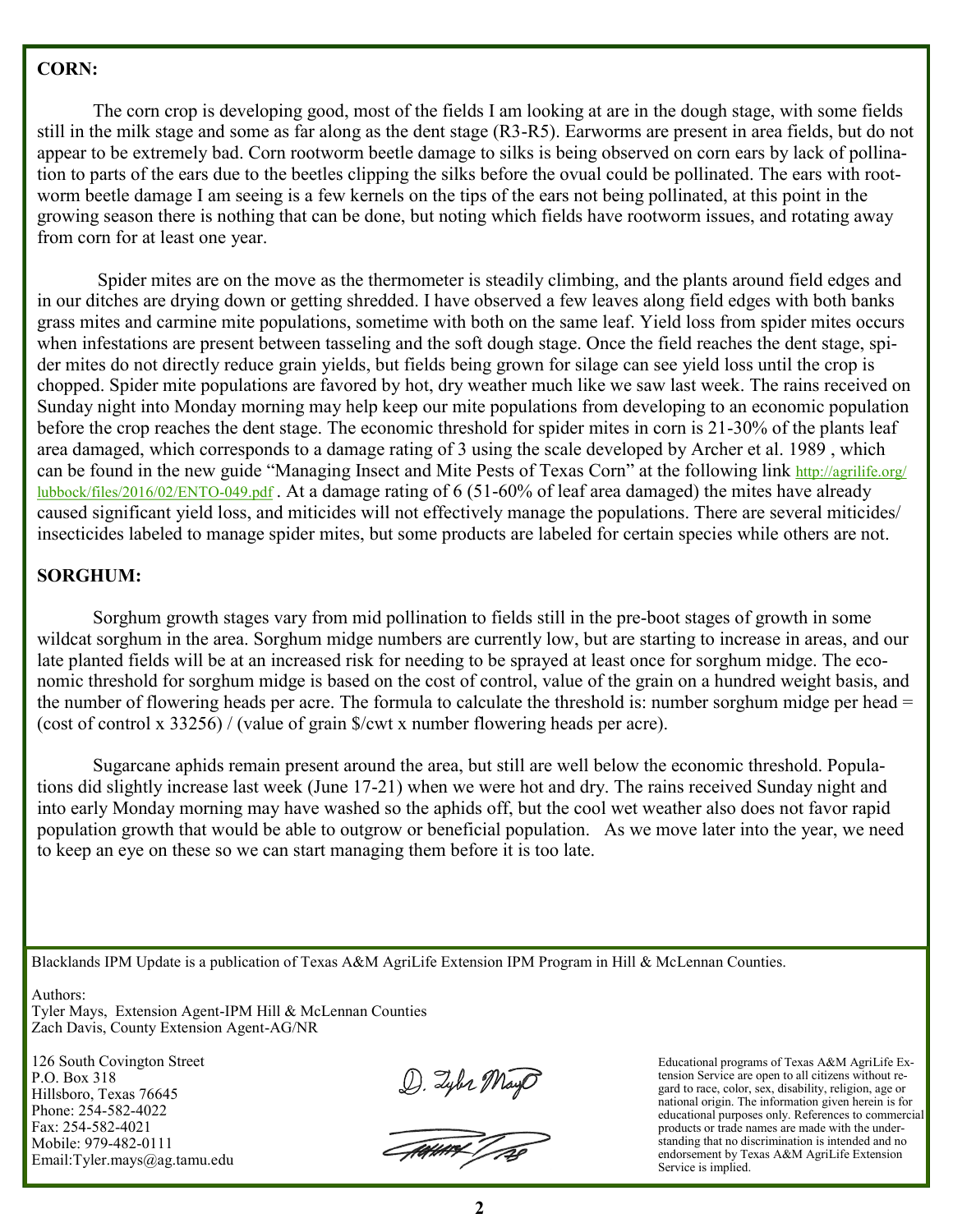## CORN:

The corn crop is developing good, most of the fields I am looking at are in the dough stage, with some fields still in the milk stage and some as far along as the dent stage (R3-R5). Earworms are present in area fields, but do not appear to be extremely bad. Corn rootworm beetle damage to silks is being observed on corn ears by lack of pollination to parts of the ears due to the beetles clipping the silks before the ovual could be pollinated. The ears with rootworm beetle damage I am seeing is a few kernels on the tips of the ears not being pollinated, at this point in the growing season there is nothing that can be done, but noting which fields have rootworm issues, and rotating away from corn for at least one year.

Spider mites are on the move as the thermometer is steadily climbing, and the plants around field edges and in our ditches are drying down or getting shredded. I have observed a few leaves along field edges with both banks grass mites and carmine mite populations, sometime with both on the same leaf. Yield loss from spider mites occurs when infestations are present between tasseling and the soft dough stage. Once the field reaches the dent stage, spider mites do not directly reduce grain yields, but fields being grown for silage can see yield loss until the crop is chopped. Spider mite populations are favored by hot, dry weather much like we saw last week. The rains received on Sunday night into Monday morning may help keep our mite populations from developing to an economic population before the crop reaches the dent stage. The economic threshold for spider mites in corn is 21-30% of the plants leaf area damaged, which corresponds to a damage rating of 3 using the scale developed by Archer et al. 1989 , which can be found in the new guide "Managing Insect and Mite Pests of Texas Corn" at the following link http://agrilife.org/lubbock/files/2016/02/ENTO-049.pdf . At a damage rating of 6 (51-60% of leaf area damaged) the mites have already caused significant yield loss, and miticides will not effectively manage the populations. There are several miticides/insecticides labeled to manage spider mites, but some products are labeled for certain species while others are not.

## SORGHUM:

Sorghum growth stages vary from mid pollination to fields still in the pre-boot stages of growth in some wildcat sorghum in the area. Sorghum midge numbers are currently low, but are starting to increase in areas, and our late planted fields will be at an increased risk for needing to be sprayed at least once for sorghum midge. The economic threshold for sorghum midge is based on the cost of control, value of the grain on a hundred weight basis, and the number of flowering heads per acre. The formula to calculate the threshold is: number sorghum midge per head = (cost of control x 33256) / (value of grain $/cwt x number flowering heads per acre).

Sugarcane aphids remain present around the area, but still are well below the economic threshold. Populations did slightly increase last week (June 17-21) when we were hot and dry. The rains received Sunday night and into early Monday morning may have washed so the aphids off, but the cool wet weather also does not favor rapid population growth that would be able to outgrow or beneficial population. As we move later into the year, we need to keep an eye on these so we can start managing them before it is too late.

Blacklands IPM Update is a publication of Texas A&M AgriLife Extension IPM Program in Hill & McLennan Counties.

Authors:
Tyler Mays, Extension Agent-IPM Hill & McLennan Counties
Zach Davis, County Extension Agent-AG/NR

126 South Covington Street
P.O. Box 318
Hillsboro, Texas 76645
Phone: 254-582-4022
Fax: 254-582-4021
Mobile: 979-482-0111
Email:Tyler.mays@ag.tamu.edu

Educational programs of Texas A&M AgriLife Extension Service are open to all citizens without regard to race, color, sex, disability, religion, age or national origin. The information given herein is for educational purposes only. References to commercial products or trade names are made with the understanding that no discrimination is intended and no endorsement by Texas A&M AgriLife Extension Service is implied.